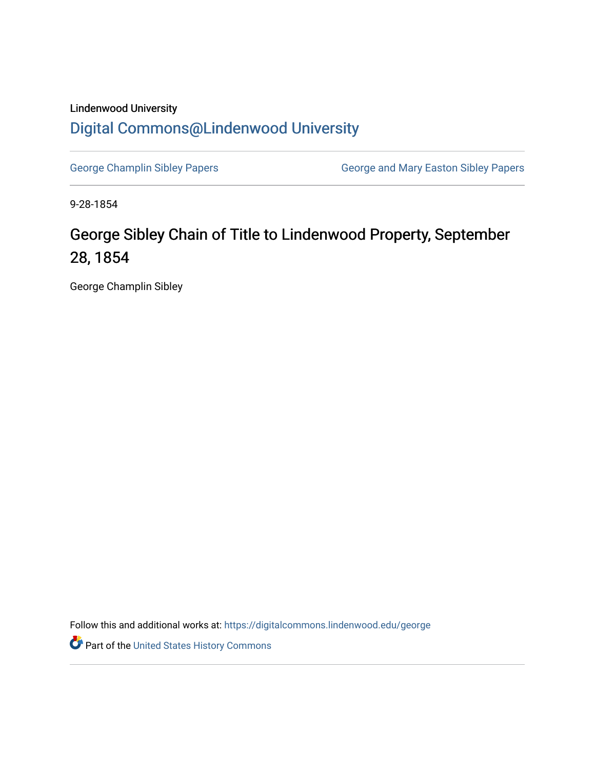Lindenwood University

# Digital Commons@Lindenwood University

George Champlin Sibley Papers

George and Mary Easton Sibley Papers

9-28-1854

## George Sibley Chain of Title to Lindenwood Property, September 28, 1854

George Champlin Sibley

Follow this and additional works at: https://digitalcommons.lindenwood.edu/george

Part of the United States History Commons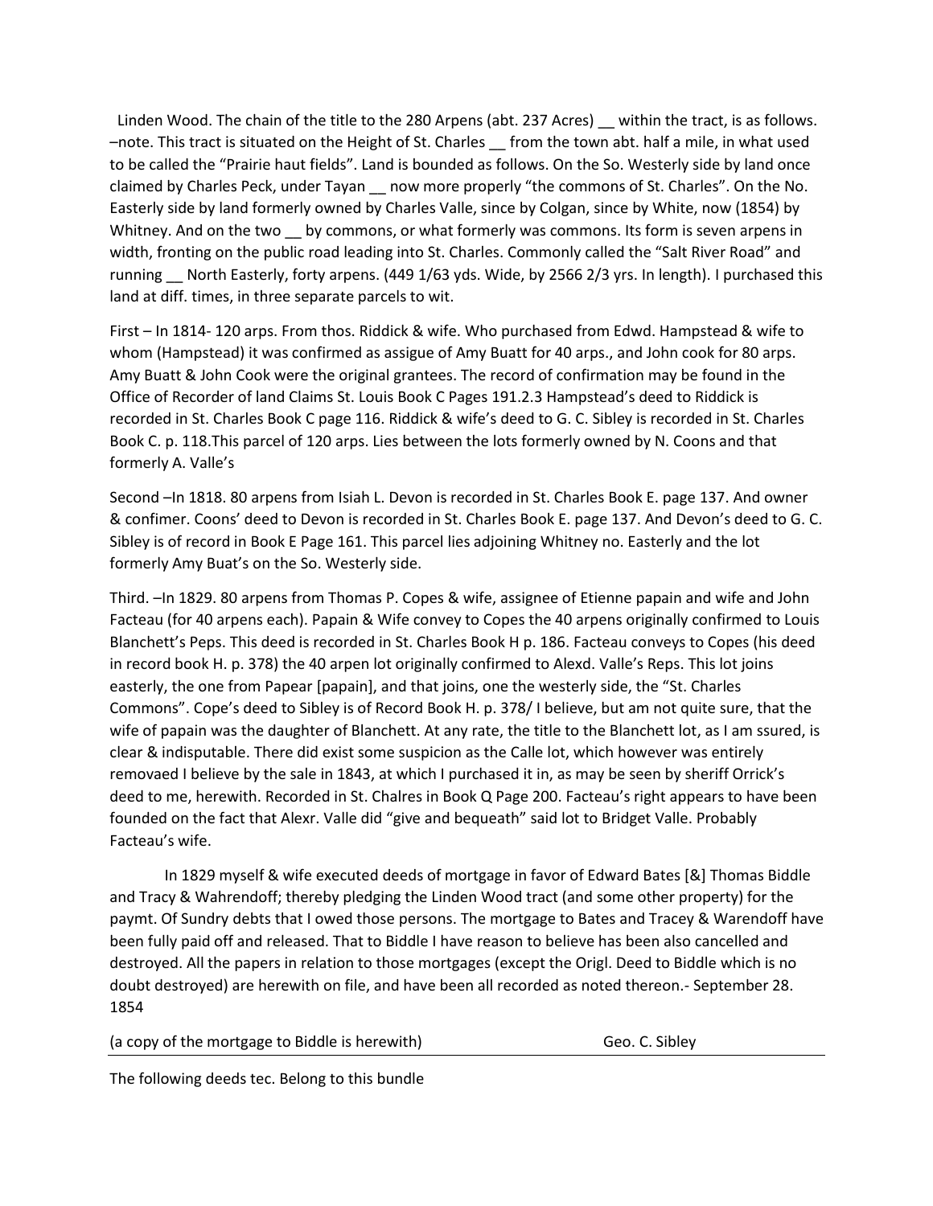Linden Wood. The chain of the title to the 280 Arpens (abt. 237 Acres) __ within the tract, is as follows. –note. This tract is situated on the Height of St. Charles __ from the town abt. half a mile, in what used to be called the "Prairie haut fields". Land is bounded as follows. On the So. Westerly side by land once claimed by Charles Peck, under Tayan __ now more properly "the commons of St. Charles". On the No. Easterly side by land formerly owned by Charles Valle, since by Colgan, since by White, now (1854) by Whitney. And on the two __ by commons, or what formerly was commons. Its form is seven arpens in width, fronting on the public road leading into St. Charles. Commonly called the "Salt River Road" and running __ North Easterly, forty arpens. (449 1/63 yds. Wide, by 2566 2/3 yrs. In length). I purchased this land at diff. times, in three separate parcels to wit.

First – In 1814- 120 arps. From thos. Riddick & wife. Who purchased from Edwd. Hampstead & wife to whom (Hampstead) it was confirmed as assigue of Amy Buatt for 40 arps., and John cook for 80 arps. Amy Buatt & John Cook were the original grantees. The record of confirmation may be found in the Office of Recorder of land Claims St. Louis Book C Pages 191.2.3 Hampstead's deed to Riddick is recorded in St. Charles Book C page 116. Riddick & wife's deed to G. C. Sibley is recorded in St. Charles Book C. p. 118.This parcel of 120 arps. Lies between the lots formerly owned by N. Coons and that formerly A. Valle's

Second –In 1818. 80 arpens from Isiah L. Devon is recorded in St. Charles Book E. page 137. And owner & confimer. Coons' deed to Devon is recorded in St. Charles Book E. page 137. And Devon's deed to G. C. Sibley is of record in Book E Page 161. This parcel lies adjoining Whitney no. Easterly and the lot formerly Amy Buat's on the So. Westerly side.

Third. –In 1829. 80 arpens from Thomas P. Copes & wife, assignee of Etienne papain and wife and John Facteau (for 40 arpens each). Papain & Wife convey to Copes the 40 arpens originally confirmed to Louis Blanchett's Peps. This deed is recorded in St. Charles Book H p. 186. Facteau conveys to Copes (his deed in record book H. p. 378) the 40 arpen lot originally confirmed to Alexd. Valle's Reps. This lot joins easterly, the one from Papear [papain], and that joins, one the westerly side, the "St. Charles Commons". Cope's deed to Sibley is of Record Book H. p. 378/ I believe, but am not quite sure, that the wife of papain was the daughter of Blanchett. At any rate, the title to the Blanchett lot, as I am ssured, is clear & indisputable. There did exist some suspicion as the Calle lot, which however was entirely removaed I believe by the sale in 1843, at which I purchased it in, as may be seen by sheriff Orrick's deed to me, herewith. Recorded in St. Chalres in Book Q Page 200. Facteau's right appears to have been founded on the fact that Alexr. Valle did "give and bequeath" said lot to Bridget Valle. Probably Facteau's wife.

In 1829 myself & wife executed deeds of mortgage in favor of Edward Bates [&] Thomas Biddle and Tracy & Wahrendoff; thereby pledging the Linden Wood tract (and some other property) for the paymt. Of Sundry debts that I owed those persons. The mortgage to Bates and Tracey & Warendoff have been fully paid off and released. That to Biddle I have reason to believe has been also cancelled and destroyed. All the papers in relation to those mortgages (except the Origl. Deed to Biddle which is no doubt destroyed) are herewith on file, and have been all recorded as noted thereon.- September 28. 1854

(a copy of the mortgage to Biddle is herewith) Geo. C. Sibley

---

The following deeds tec. Belong to this bundle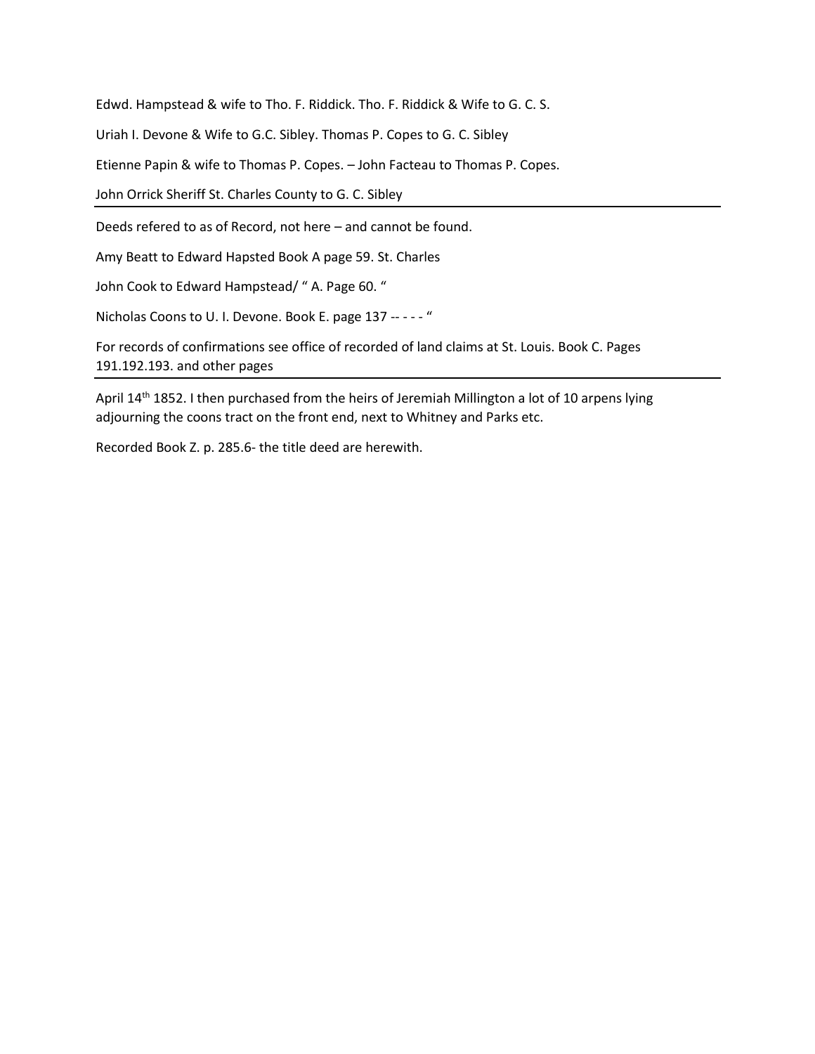Edwd. Hampstead & wife to Tho. F. Riddick. Tho. F. Riddick & Wife to G. C. S.

Uriah I. Devone & Wife to G.C. Sibley. Thomas P. Copes to G. C. Sibley

Etienne Papin & wife to Thomas P. Copes. – John Facteau to Thomas P. Copes.

John Orrick Sheriff St. Charles County to G. C. Sibley

---

Deeds refered to as of Record, not here – and cannot be found.

Amy Beatt to Edward Hapsted Book A page 59. St. Charles

John Cook to Edward Hampstead/ " A. Page 60. "

Nicholas Coons to U. I. Devone. Book E. page 137 -- - - - "

For records of confirmations see office of recorded of land claims at St. Louis. Book C. Pages 191.192.193. and other pages

---

April 14th 1852. I then purchased from the heirs of Jeremiah Millington a lot of 10 arpens lying adjourning the coons tract on the front end, next to Whitney and Parks etc.

Recorded Book Z. p. 285.6- the title deed are herewith.